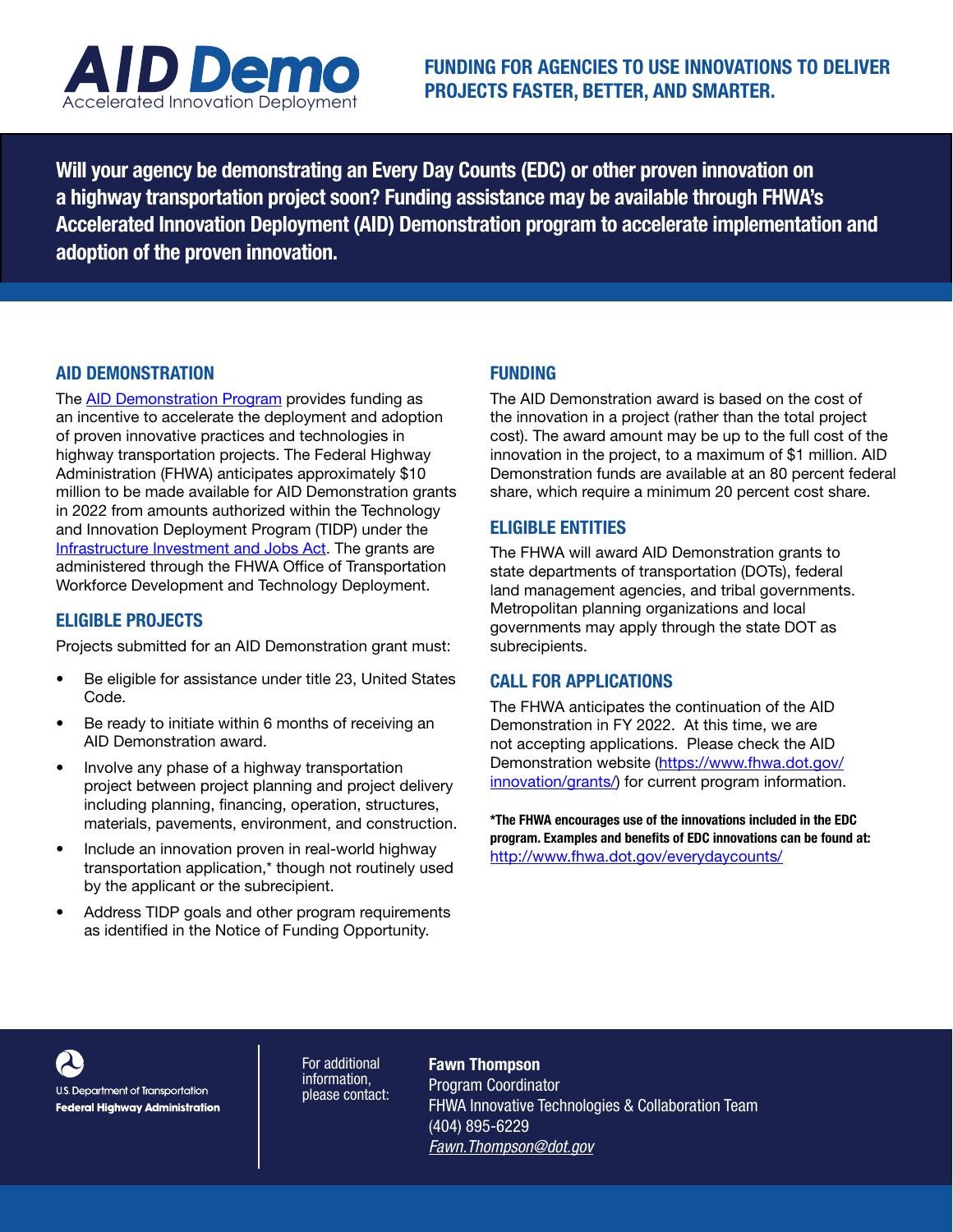# AID Demo

Accelerated Innovation Deployment

**FUNDING FOR AGENCIES TO USE INNOVATIONS TO DELIVER PROJECTS FASTER, BETTER, AND SMARTER.**

**Will your agency be demonstrating an Every Day Counts (EDC) or other proven innovation on a highway transportation project soon? Funding assistance may be available through FHWA's Accelerated Innovation Deployment (AID) Demonstration program to accelerate implementation and adoption of the proven innovation.**

## AID DEMONSTRATION

The AID Demonstration Program provides funding as an incentive to accelerate the deployment and adoption of proven innovative practices and technologies in highway transportation projects. The Federal Highway Administration (FHWA) anticipates approximately $10 million to be made available for AID Demonstration grants in 2022 from amounts authorized within the Technology and Innovation Deployment Program (TIDP) under the Infrastructure Investment and Jobs Act. The grants are administered through the FHWA Office of Transportation Workforce Development and Technology Deployment.

## ELIGIBLE PROJECTS

Projects submitted for an AID Demonstration grant must:

- Be eligible for assistance under title 23, United States Code.
- Be ready to initiate within 6 months of receiving an AID Demonstration award.
- Involve any phase of a highway transportation project between project planning and project delivery including planning, financing, operation, structures, materials, pavements, environment, and construction.
- Include an innovation proven in real-world highway transportation application,* though not routinely used by the applicant or the subrecipient.
- Address TIDP goals and other program requirements as identified in the Notice of Funding Opportunity.

## FUNDING

The AID Demonstration award is based on the cost of the innovation in a project (rather than the total project cost). The award amount may be up to the full cost of the innovation in the project, to a maximum of $1 million. AID Demonstration funds are available at an 80 percent federal share, which require a minimum 20 percent cost share.

## ELIGIBLE ENTITIES

The FHWA will award AID Demonstration grants to state departments of transportation (DOTs), federal land management agencies, and tribal governments. Metropolitan planning organizations and local governments may apply through the state DOT as subrecipients.

## CALL FOR APPLICATIONS

The FHWA anticipates the continuation of the AID Demonstration in FY 2022. At this time, we are not accepting applications. Please check the AID Demonstration website (https://www.fhwa.dot.gov/innovation/grants/) for current program information.

**\*The FHWA encourages use of the innovations included in the EDC program. Examples and benefits of EDC innovations can be found at:** http://www.fhwa.dot.gov/everydaycounts/

U.S. Department of Transportation
**Federal Highway Administration**

For additional information, please contact:

**Fawn Thompson**
Program Coordinator
FHWA Innovative Technologies & Collaboration Team
(404) 895-6229
*Fawn.Thompson@dot.gov*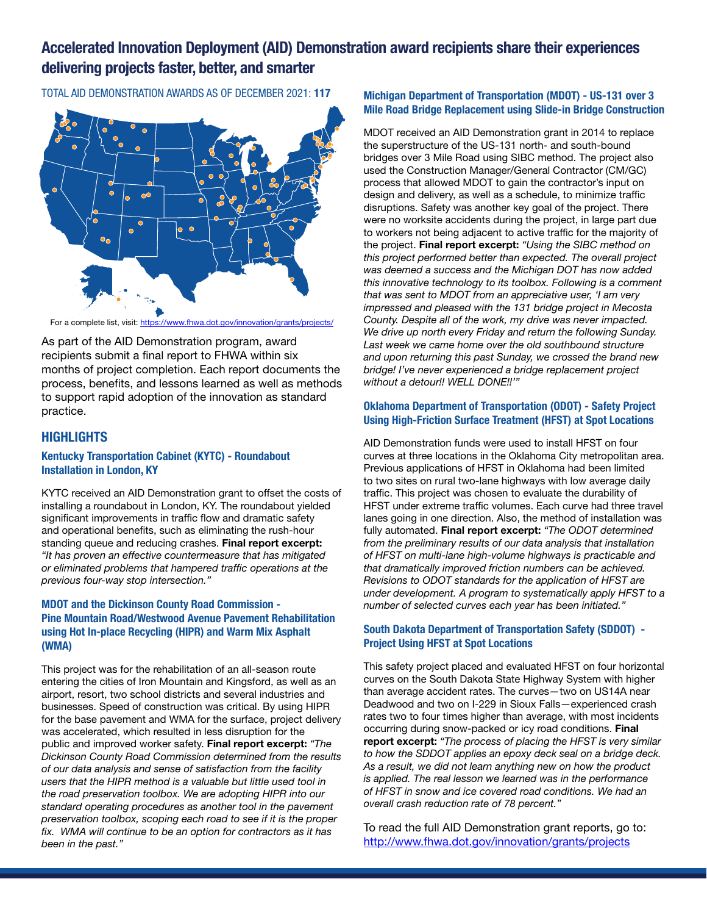# Accelerated Innovation Deployment (AID) Demonstration award recipients share their experiences delivering projects faster, better, and smarter

TOTAL AID DEMONSTRATION AWARDS AS OF DECEMBER 2021: **117**

For a complete list, visit: https://www.fhwa.dot.gov/innovation/grants/projects/

As part of the AID Demonstration program, award recipients submit a final report to FHWA within six months of project completion. Each report documents the process, benefits, and lessons learned as well as methods to support rapid adoption of the innovation as standard practice.

## HIGHLIGHTS

### Kentucky Transportation Cabinet (KYTC) - Roundabout Installation in London, KY

KYTC received an AID Demonstration grant to offset the costs of installing a roundabout in London, KY. The roundabout yielded significant improvements in traffic flow and dramatic safety and operational benefits, such as eliminating the rush-hour standing queue and reducing crashes. **Final report excerpt:** *"It has proven an effective countermeasure that has mitigated or eliminated problems that hampered traffic operations at the previous four-way stop intersection."*

### MDOT and the Dickinson County Road Commission - Pine Mountain Road/Westwood Avenue Pavement Rehabilitation using Hot In-place Recycling (HIPR) and Warm Mix Asphalt (WMA)

This project was for the rehabilitation of an all-season route entering the cities of Iron Mountain and Kingsford, as well as an airport, resort, two school districts and several industries and businesses. Speed of construction was critical. By using HIPR for the base pavement and WMA for the surface, project delivery was accelerated, which resulted in less disruption for the public and improved worker safety. **Final report excerpt:** *"The Dickinson County Road Commission determined from the results of our data analysis and sense of satisfaction from the facility users that the HIPR method is a valuable but little used tool in the road preservation toolbox. We are adopting HIPR into our standard operating procedures as another tool in the pavement preservation toolbox, scoping each road to see if it is the proper fix. WMA will continue to be an option for contractors as it has been in the past."*

### Michigan Department of Transportation (MDOT) - US-131 over 3 Mile Road Bridge Replacement using Slide-in Bridge Construction

MDOT received an AID Demonstration grant in 2014 to replace the superstructure of the US-131 north- and south-bound bridges over 3 Mile Road using SIBC method. The project also used the Construction Manager/General Contractor (CM/GC) process that allowed MDOT to gain the contractor's input on design and delivery, as well as a schedule, to minimize traffic disruptions. Safety was another key goal of the project. There were no worksite accidents during the project, in large part due to workers not being adjacent to active traffic for the majority of the project. **Final report excerpt:** *"Using the SIBC method on this project performed better than expected. The overall project was deemed a success and the Michigan DOT has now added this innovative technology to its toolbox. Following is a comment that was sent to MDOT from an appreciative user, 'I am very impressed and pleased with the 131 bridge project in Mecosta County. Despite all of the work, my drive was never impacted. We drive up north every Friday and return the following Sunday. Last week we came home over the old southbound structure and upon returning this past Sunday, we crossed the brand new bridge! I've never experienced a bridge replacement project without a detour!! WELL DONE!!'"*

### Oklahoma Department of Transportation (ODOT) - Safety Project Using High-Friction Surface Treatment (HFST) at Spot Locations

AID Demonstration funds were used to install HFST on four curves at three locations in the Oklahoma City metropolitan area. Previous applications of HFST in Oklahoma had been limited to two sites on rural two-lane highways with low average daily traffic. This project was chosen to evaluate the durability of HFST under extreme traffic volumes. Each curve had three travel lanes going in one direction. Also, the method of installation was fully automated. **Final report excerpt:** *"The ODOT determined from the preliminary results of our data analysis that installation of HFST on multi-lane high-volume highways is practicable and that dramatically improved friction numbers can be achieved. Revisions to ODOT standards for the application of HFST are under development. A program to systematically apply HFST to a number of selected curves each year has been initiated."*

### South Dakota Department of Transportation Safety (SDDOT) - Project Using HFST at Spot Locations

This safety project placed and evaluated HFST on four horizontal curves on the South Dakota State Highway System with higher than average accident rates. The curves—two on US14A near Deadwood and two on I-229 in Sioux Falls—experienced crash rates two to four times higher than average, with most incidents occurring during snow-packed or icy road conditions. **Final report excerpt:** *"The process of placing the HFST is very similar to how the SDDOT applies an epoxy deck seal on a bridge deck. As a result, we did not learn anything new on how the product is applied. The real lesson we learned was in the performance of HFST in snow and ice covered road conditions. We had an overall crash reduction rate of 78 percent."*

To read the full AID Demonstration grant reports, go to: http://www.fhwa.dot.gov/innovation/grants/projects